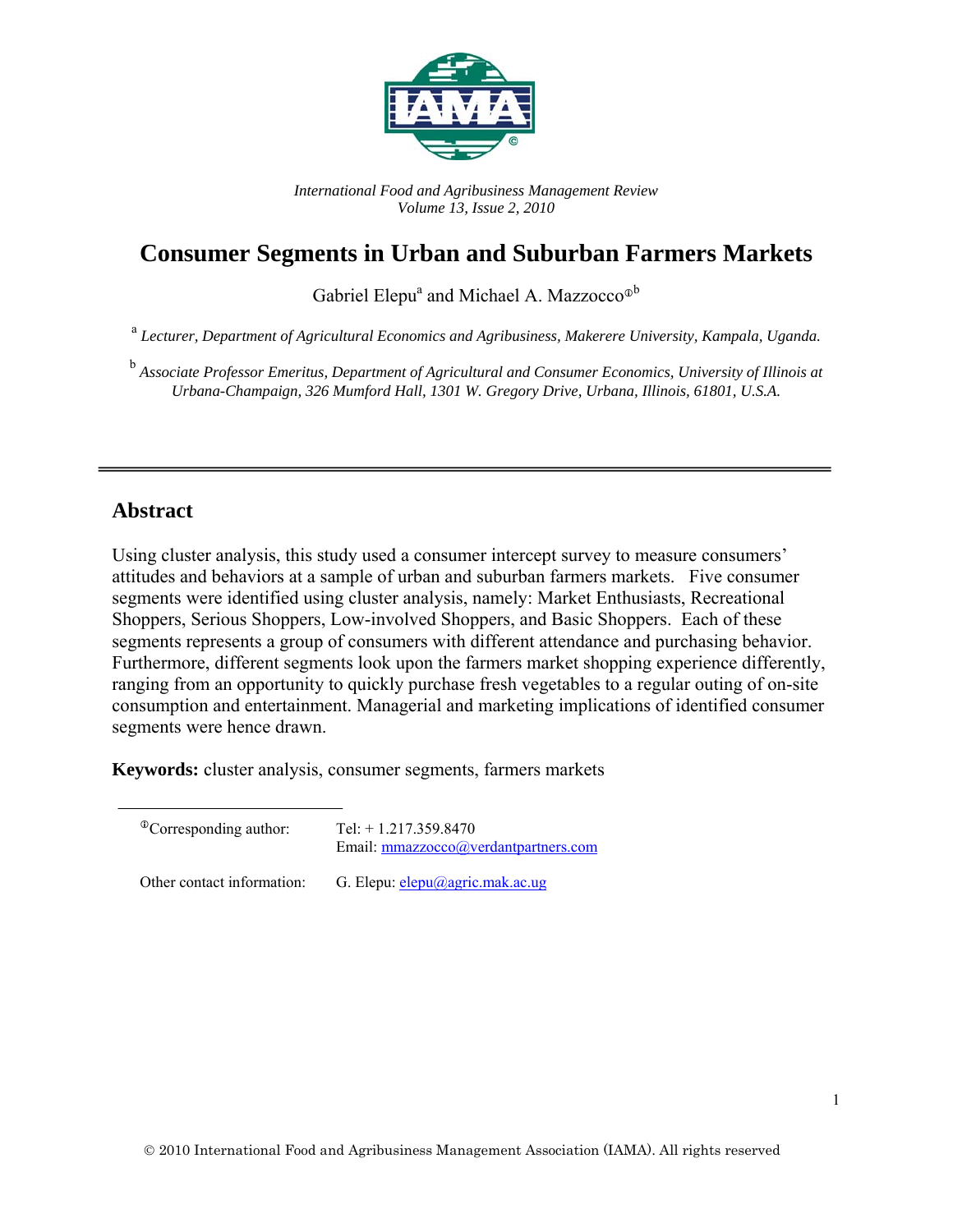*International Food and Agribusiness Management Review*
*Volume 13, Issue 2, 2010*

# Consumer Segments in Urban and Suburban Farmers Markets

Gabriel Elepu[a] and Michael A. Mazzocco[①b]

[a] *Lecturer, Department of Agricultural Economics and Agribusiness, Makerere University, Kampala, Uganda.*

[b] *Associate Professor Emeritus, Department of Agricultural and Consumer Economics, University of Illinois at Urbana-Champaign, 326 Mumford Hall, 1301 W. Gregory Drive, Urbana, Illinois, 61801, U.S.A.*

---

## Abstract

Using cluster analysis, this study used a consumer intercept survey to measure consumers' attitudes and behaviors at a sample of urban and suburban farmers markets. Five consumer segments were identified using cluster analysis, namely: Market Enthusiasts, Recreational Shoppers, Serious Shoppers, Low-involved Shoppers, and Basic Shoppers. Each of these segments represents a group of consumers with different attendance and purchasing behavior. Furthermore, different segments look upon the farmers market shopping experience differently, ranging from an opportunity to quickly purchase fresh vegetables to a regular outing of on-site consumption and entertainment. Managerial and marketing implications of identified consumer segments were hence drawn.

**Keywords:** cluster analysis, consumer segments, farmers markets

---

[①]Corresponding author: Tel: + 1.217.359.8470
Email: mmazzocco@verdantpartners.com

Other contact information: G. Elepu: elepu@agric.mak.ac.ug

© 2010 International Food and Agribusiness Management Association (IAMA). All rights reserved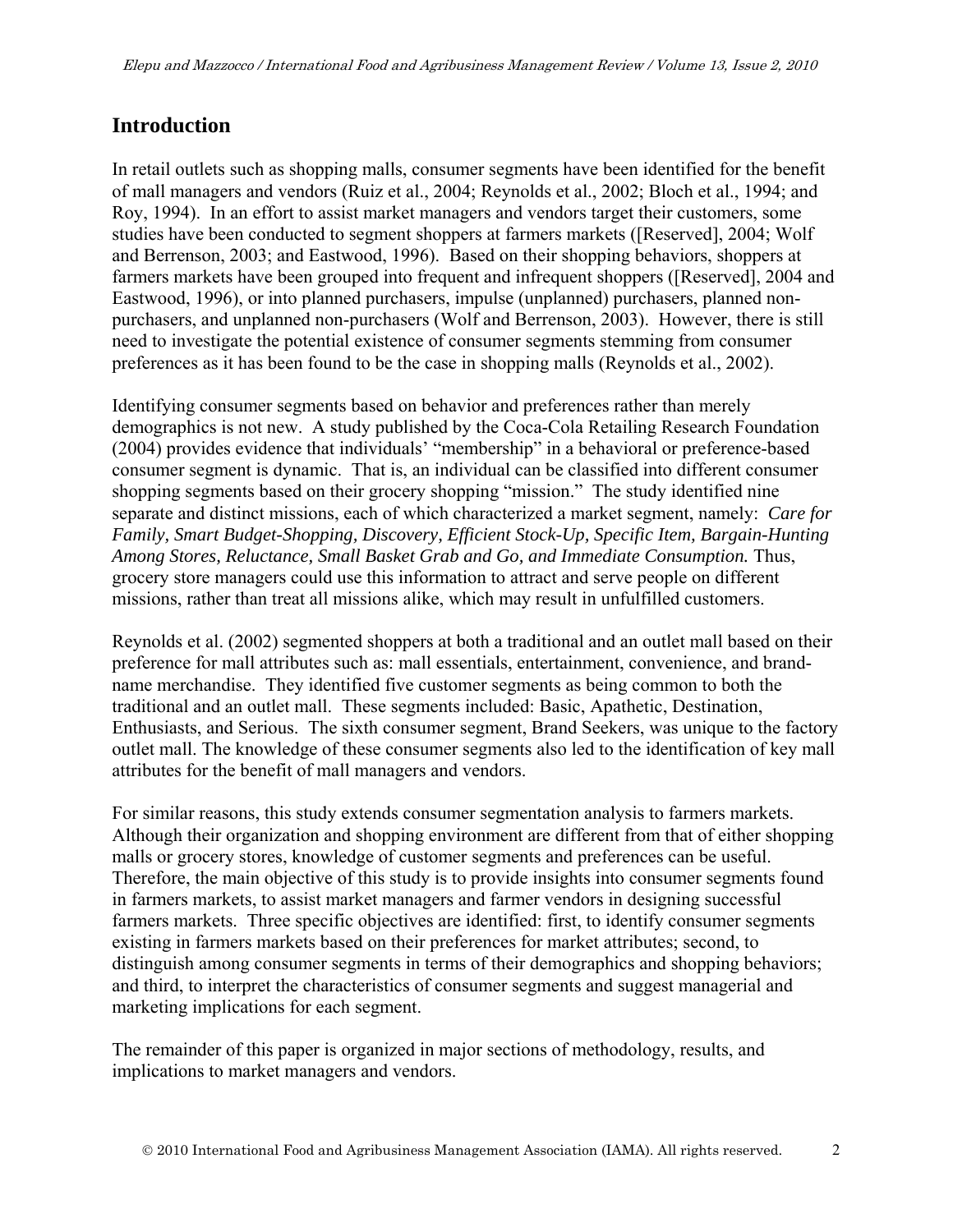## Introduction

In retail outlets such as shopping malls, consumer segments have been identified for the benefit of mall managers and vendors (Ruiz et al., 2004; Reynolds et al., 2002; Bloch et al., 1994; and Roy, 1994). In an effort to assist market managers and vendors target their customers, some studies have been conducted to segment shoppers at farmers markets ([Reserved], 2004; Wolf and Berrenson, 2003; and Eastwood, 1996). Based on their shopping behaviors, shoppers at farmers markets have been grouped into frequent and infrequent shoppers ([Reserved], 2004 and Eastwood, 1996), or into planned purchasers, impulse (unplanned) purchasers, planned non-purchasers, and unplanned non-purchasers (Wolf and Berrenson, 2003). However, there is still need to investigate the potential existence of consumer segments stemming from consumer preferences as it has been found to be the case in shopping malls (Reynolds et al., 2002).

Identifying consumer segments based on behavior and preferences rather than merely demographics is not new. A study published by the Coca-Cola Retailing Research Foundation (2004) provides evidence that individuals' "membership" in a behavioral or preference-based consumer segment is dynamic. That is, an individual can be classified into different consumer shopping segments based on their grocery shopping "mission." The study identified nine separate and distinct missions, each of which characterized a market segment, namely: *Care for Family, Smart Budget-Shopping, Discovery, Efficient Stock-Up, Specific Item, Bargain-Hunting Among Stores, Reluctance, Small Basket Grab and Go, and Immediate Consumption.* Thus, grocery store managers could use this information to attract and serve people on different missions, rather than treat all missions alike, which may result in unfulfilled customers.

Reynolds et al. (2002) segmented shoppers at both a traditional and an outlet mall based on their preference for mall attributes such as: mall essentials, entertainment, convenience, and brand-name merchandise. They identified five customer segments as being common to both the traditional and an outlet mall. These segments included: Basic, Apathetic, Destination, Enthusiasts, and Serious. The sixth consumer segment, Brand Seekers, was unique to the factory outlet mall. The knowledge of these consumer segments also led to the identification of key mall attributes for the benefit of mall managers and vendors.

For similar reasons, this study extends consumer segmentation analysis to farmers markets. Although their organization and shopping environment are different from that of either shopping malls or grocery stores, knowledge of customer segments and preferences can be useful. Therefore, the main objective of this study is to provide insights into consumer segments found in farmers markets, to assist market managers and farmer vendors in designing successful farmers markets. Three specific objectives are identified: first, to identify consumer segments existing in farmers markets based on their preferences for market attributes; second, to distinguish among consumer segments in terms of their demographics and shopping behaviors; and third, to interpret the characteristics of consumer segments and suggest managerial and marketing implications for each segment.

The remainder of this paper is organized in major sections of methodology, results, and implications to market managers and vendors.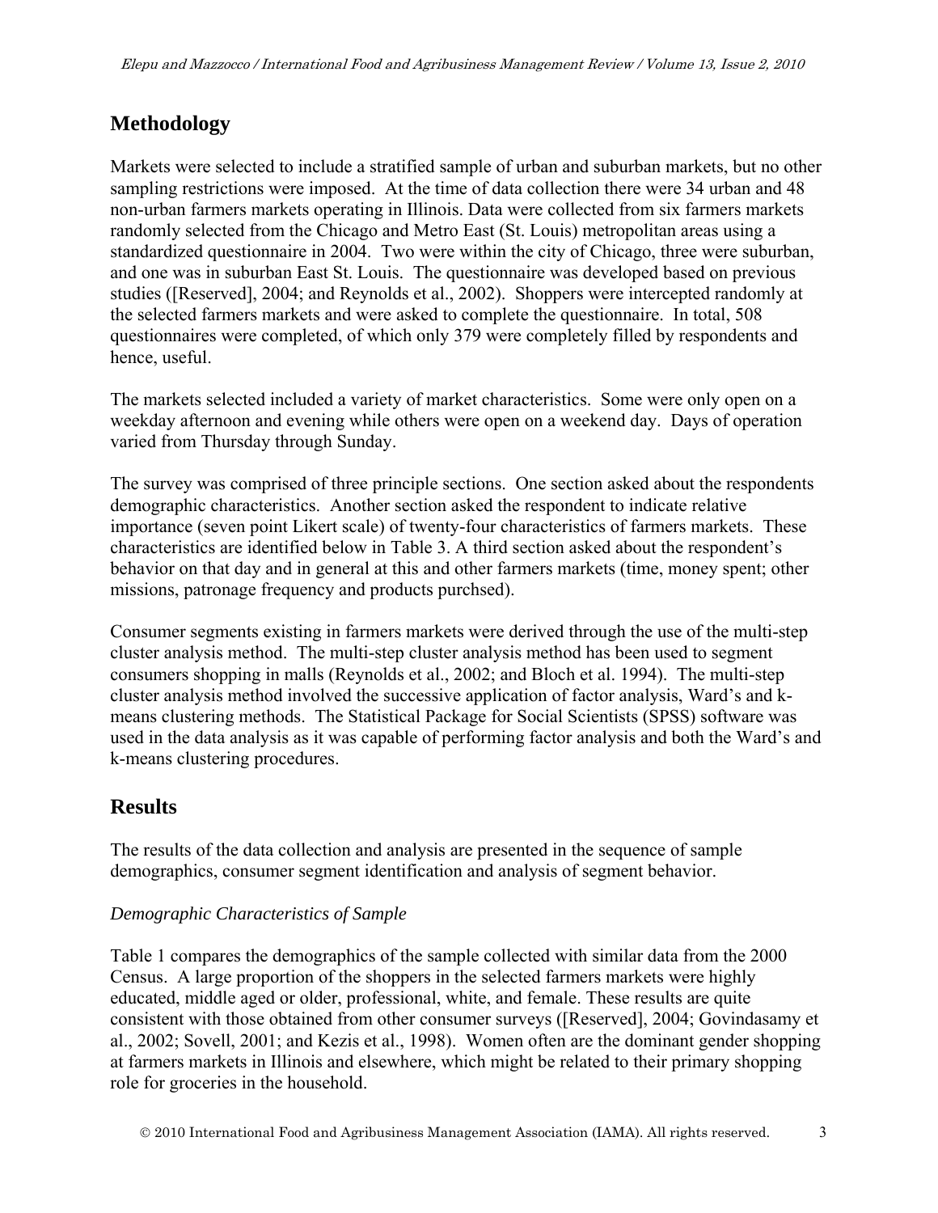## Methodology

Markets were selected to include a stratified sample of urban and suburban markets, but no other sampling restrictions were imposed. At the time of data collection there were 34 urban and 48 non-urban farmers markets operating in Illinois. Data were collected from six farmers markets randomly selected from the Chicago and Metro East (St. Louis) metropolitan areas using a standardized questionnaire in 2004. Two were within the city of Chicago, three were suburban, and one was in suburban East St. Louis. The questionnaire was developed based on previous studies ([Reserved], 2004; and Reynolds et al., 2002). Shoppers were intercepted randomly at the selected farmers markets and were asked to complete the questionnaire. In total, 508 questionnaires were completed, of which only 379 were completely filled by respondents and hence, useful.

The markets selected included a variety of market characteristics. Some were only open on a weekday afternoon and evening while others were open on a weekend day. Days of operation varied from Thursday through Sunday.

The survey was comprised of three principle sections. One section asked about the respondents demographic characteristics. Another section asked the respondent to indicate relative importance (seven point Likert scale) of twenty-four characteristics of farmers markets. These characteristics are identified below in Table 3. A third section asked about the respondent's behavior on that day and in general at this and other farmers markets (time, money spent; other missions, patronage frequency and products purchsed).

Consumer segments existing in farmers markets were derived through the use of the multi-step cluster analysis method. The multi-step cluster analysis method has been used to segment consumers shopping in malls (Reynolds et al., 2002; and Bloch et al. 1994). The multi-step cluster analysis method involved the successive application of factor analysis, Ward's and k-means clustering methods. The Statistical Package for Social Scientists (SPSS) software was used in the data analysis as it was capable of performing factor analysis and both the Ward's and k-means clustering procedures.

## Results

The results of the data collection and analysis are presented in the sequence of sample demographics, consumer segment identification and analysis of segment behavior.

*Demographic Characteristics of Sample*

Table 1 compares the demographics of the sample collected with similar data from the 2000 Census. A large proportion of the shoppers in the selected farmers markets were highly educated, middle aged or older, professional, white, and female. These results are quite consistent with those obtained from other consumer surveys ([Reserved], 2004; Govindasamy et al., 2002; Sovell, 2001; and Kezis et al., 1998). Women often are the dominant gender shopping at farmers markets in Illinois and elsewhere, which might be related to their primary shopping role for groceries in the household.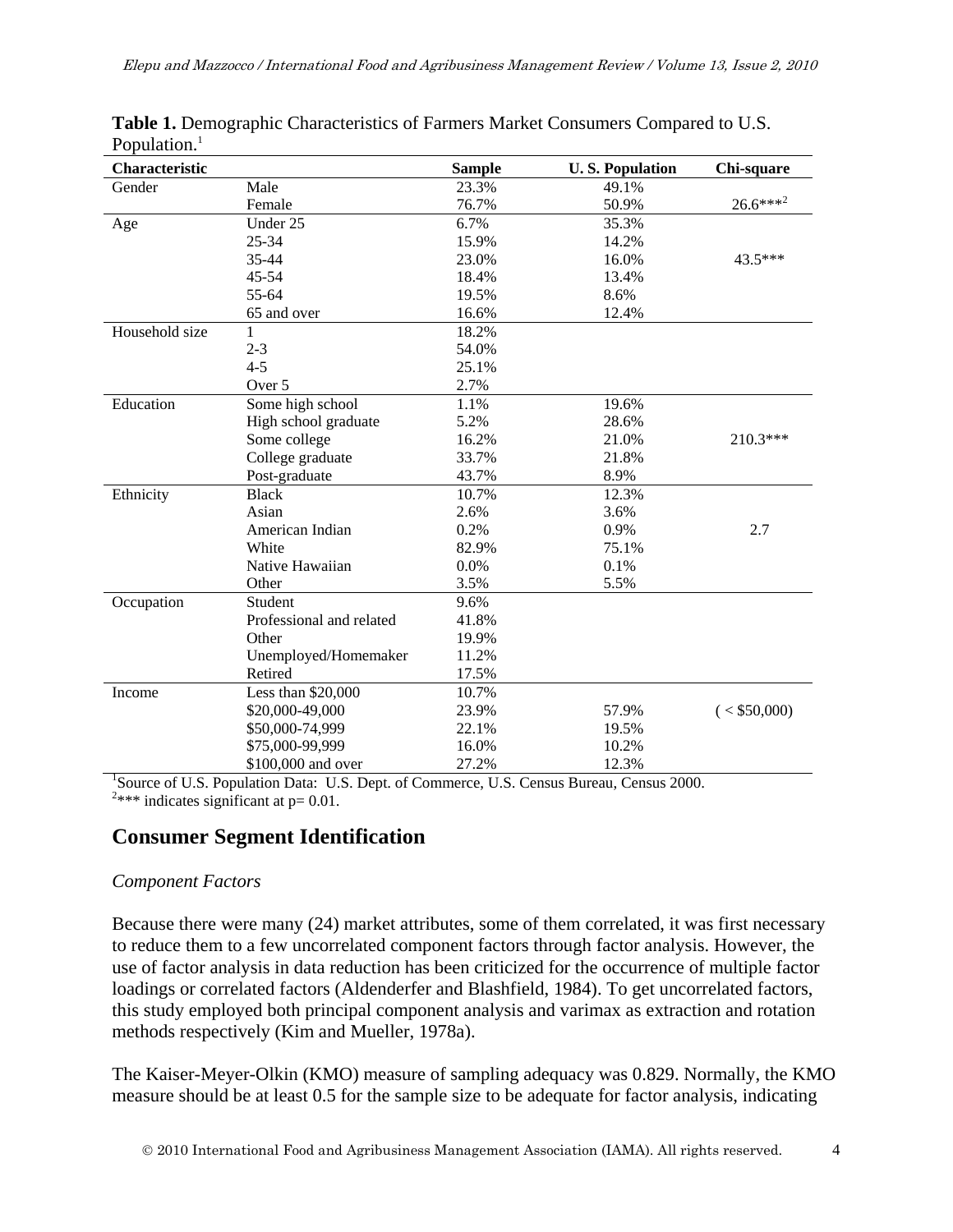**Table 1.** Demographic Characteristics of Farmers Market Consumers Compared to U.S. Population.[1]

| Characteristic | | Sample | U. S. Population | Chi-square |
|---|---|---|---|---|
| Gender | Male | 23.3% | 49.1% | |
| | Female | 76.7% | 50.9% | 26.6***[2] |
| Age | Under 25 | 6.7% | 35.3% | |
| | 25-34 | 15.9% | 14.2% | |
| | 35-44 | 23.0% | 16.0% | 43.5*** |
| | 45-54 | 18.4% | 13.4% | |
| | 55-64 | 19.5% | 8.6% | |
| | 65 and over | 16.6% | 12.4% | |
| Household size | 1 | 18.2% | | |
| | 2-3 | 54.0% | | |
| | 4-5 | 25.1% | | |
| | Over 5 | 2.7% | | |
| Education | Some high school | 1.1% | 19.6% | |
| | High school graduate | 5.2% | 28.6% | |
| | Some college | 16.2% | 21.0% | 210.3*** |
| | College graduate | 33.7% | 21.8% | |
| | Post-graduate | 43.7% | 8.9% | |
| Ethnicity | Black | 10.7% | 12.3% | |
| | Asian | 2.6% | 3.6% | |
| | American Indian | 0.2% | 0.9% | 2.7 |
| | White | 82.9% | 75.1% | |
| | Native Hawaiian | 0.0% | 0.1% | |
| | Other | 3.5% | 5.5% | |
| Occupation | Student | 9.6% | | |
| | Professional and related | 41.8% | | |
| | Other | 19.9% | | |
| | Unemployed/Homemaker | 11.2% | | |
| | Retired | 17.5% | | |
| Income | Less than $20,000 | 10.7% | | |
| | $20,000-49,000 | 23.9% | 57.9% | ( < $50,000) |
| | $50,000-74,999 | 22.1% | 19.5% | |
| | $75,000-99,999 | 16.0% | 10.2% | |
| | $100,000 and over | 27.2% | 12.3% | |

[1]Source of U.S. Population Data: U.S. Dept. of Commerce, U.S. Census Bureau, Census 2000.
[2]*** indicates significant at p= 0.01.

## Consumer Segment Identification

### *Component Factors*

Because there were many (24) market attributes, some of them correlated, it was first necessary to reduce them to a few uncorrelated component factors through factor analysis. However, the use of factor analysis in data reduction has been criticized for the occurrence of multiple factor loadings or correlated factors (Aldenderfer and Blashfield, 1984). To get uncorrelated factors, this study employed both principal component analysis and varimax as extraction and rotation methods respectively (Kim and Mueller, 1978a).

The Kaiser-Meyer-Olkin (KMO) measure of sampling adequacy was 0.829. Normally, the KMO measure should be at least 0.5 for the sample size to be adequate for factor analysis, indicating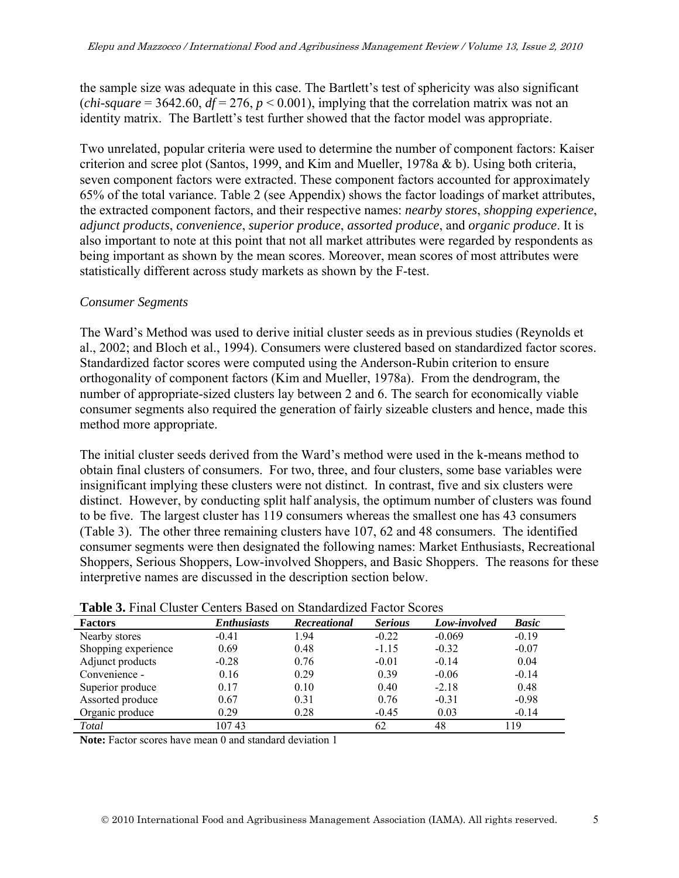the sample size was adequate in this case. The Bartlett's test of sphericity was also significant (*chi-square* = 3642.60, $df = 276$, $p < 0.001$), implying that the correlation matrix was not an identity matrix. The Bartlett's test further showed that the factor model was appropriate.

Two unrelated, popular criteria were used to determine the number of component factors: Kaiser criterion and scree plot (Santos, 1999, and Kim and Mueller, 1978a & b). Using both criteria, seven component factors were extracted. These component factors accounted for approximately 65% of the total variance. Table 2 (see Appendix) shows the factor loadings of market attributes, the extracted component factors, and their respective names: *nearby stores*, *shopping experience*, *adjunct products*, *convenience*, *superior produce*, *assorted produce*, and *organic produce*. It is also important to note at this point that not all market attributes were regarded by respondents as being important as shown by the mean scores. Moreover, mean scores of most attributes were statistically different across study markets as shown by the F-test.

*Consumer Segments*

The Ward's Method was used to derive initial cluster seeds as in previous studies (Reynolds et al., 2002; and Bloch et al., 1994). Consumers were clustered based on standardized factor scores. Standardized factor scores were computed using the Anderson-Rubin criterion to ensure orthogonality of component factors (Kim and Mueller, 1978a). From the dendrogram, the number of appropriate-sized clusters lay between 2 and 6. The search for economically viable consumer segments also required the generation of fairly sizeable clusters and hence, made this method more appropriate.

The initial cluster seeds derived from the Ward's method were used in the k-means method to obtain final clusters of consumers. For two, three, and four clusters, some base variables were insignificant implying these clusters were not distinct. In contrast, five and six clusters were distinct. However, by conducting split half analysis, the optimum number of clusters was found to be five. The largest cluster has 119 consumers whereas the smallest one has 43 consumers (Table 3). The other three remaining clusters have 107, 62 and 48 consumers. The identified consumer segments were then designated the following names: Market Enthusiasts, Recreational Shoppers, Serious Shoppers, Low-involved Shoppers, and Basic Shoppers. The reasons for these interpretive names are discussed in the description section below.

**Table 3.** Final Cluster Centers Based on Standardized Factor Scores

| Factors | *Enthusiasts* | *Recreational* | *Serious* | *Low-involved* | *Basic* |
|---|---|---|---|---|---|
| Nearby stores | -0.41 | 1.94 | -0.22 | -0.069 | -0.19 |
| Shopping experience | 0.69 | 0.48 | -1.15 | -0.32 | -0.07 |
| Adjunct products | -0.28 | 0.76 | -0.01 | -0.14 | 0.04 |
| Convenience - | 0.16 | 0.29 | 0.39 | -0.06 | -0.14 |
| Superior produce | 0.17 | 0.10 | 0.40 | -2.18 | 0.48 |
| Assorted produce | 0.67 | 0.31 | 0.76 | -0.31 | -0.98 |
| Organic produce | 0.29 | 0.28 | -0.45 | 0.03 | -0.14 |
| *Total* | 107 43 | | 62 | 48 | 119 |

**Note:** Factor scores have mean 0 and standard deviation 1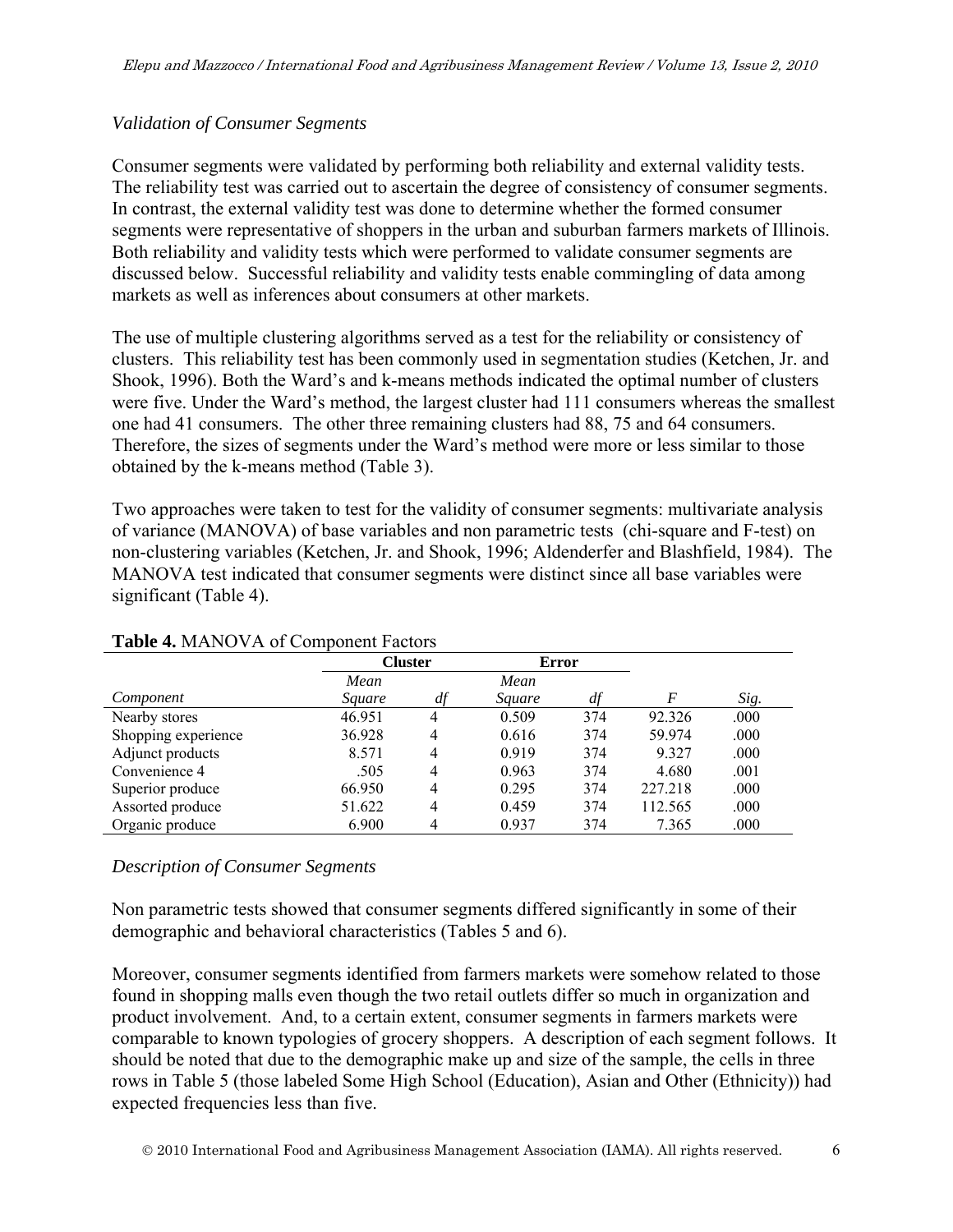*Validation of Consumer Segments*

Consumer segments were validated by performing both reliability and external validity tests. The reliability test was carried out to ascertain the degree of consistency of consumer segments. In contrast, the external validity test was done to determine whether the formed consumer segments were representative of shoppers in the urban and suburban farmers markets of Illinois. Both reliability and validity tests which were performed to validate consumer segments are discussed below. Successful reliability and validity tests enable commingling of data among markets as well as inferences about consumers at other markets.

The use of multiple clustering algorithms served as a test for the reliability or consistency of clusters. This reliability test has been commonly used in segmentation studies (Ketchen, Jr. and Shook, 1996). Both the Ward's and k-means methods indicated the optimal number of clusters were five. Under the Ward's method, the largest cluster had 111 consumers whereas the smallest one had 41 consumers. The other three remaining clusters had 88, 75 and 64 consumers. Therefore, the sizes of segments under the Ward's method were more or less similar to those obtained by the k-means method (Table 3).

Two approaches were taken to test for the validity of consumer segments: multivariate analysis of variance (MANOVA) of base variables and non parametric tests (chi-square and F-test) on non-clustering variables (Ketchen, Jr. and Shook, 1996; Aldenderfer and Blashfield, 1984). The MANOVA test indicated that consumer segments were distinct since all base variables were significant (Table 4).

**Table 4.** MANOVA of Component Factors

| | Cluster | | Error | | | |
|---|---|---|---|---|---|---|
| *Component* | *Mean Square* | *df* | *Mean Square* | *df* | *F* | *Sig.* |
| Nearby stores | 46.951 | 4 | 0.509 | 374 | 92.326 | .000 |
| Shopping experience | 36.928 | 4 | 0.616 | 374 | 59.974 | .000 |
| Adjunct products | 8.571 | 4 | 0.919 | 374 | 9.327 | .000 |
| Convenience 4 | .505 | 4 | 0.963 | 374 | 4.680 | .001 |
| Superior produce | 66.950 | 4 | 0.295 | 374 | 227.218 | .000 |
| Assorted produce | 51.622 | 4 | 0.459 | 374 | 112.565 | .000 |
| Organic produce | 6.900 | 4 | 0.937 | 374 | 7.365 | .000 |

*Description of Consumer Segments*

Non parametric tests showed that consumer segments differed significantly in some of their demographic and behavioral characteristics (Tables 5 and 6).

Moreover, consumer segments identified from farmers markets were somehow related to those found in shopping malls even though the two retail outlets differ so much in organization and product involvement. And, to a certain extent, consumer segments in farmers markets were comparable to known typologies of grocery shoppers. A description of each segment follows. It should be noted that due to the demographic make up and size of the sample, the cells in three rows in Table 5 (those labeled Some High School (Education), Asian and Other (Ethnicity)) had expected frequencies less than five.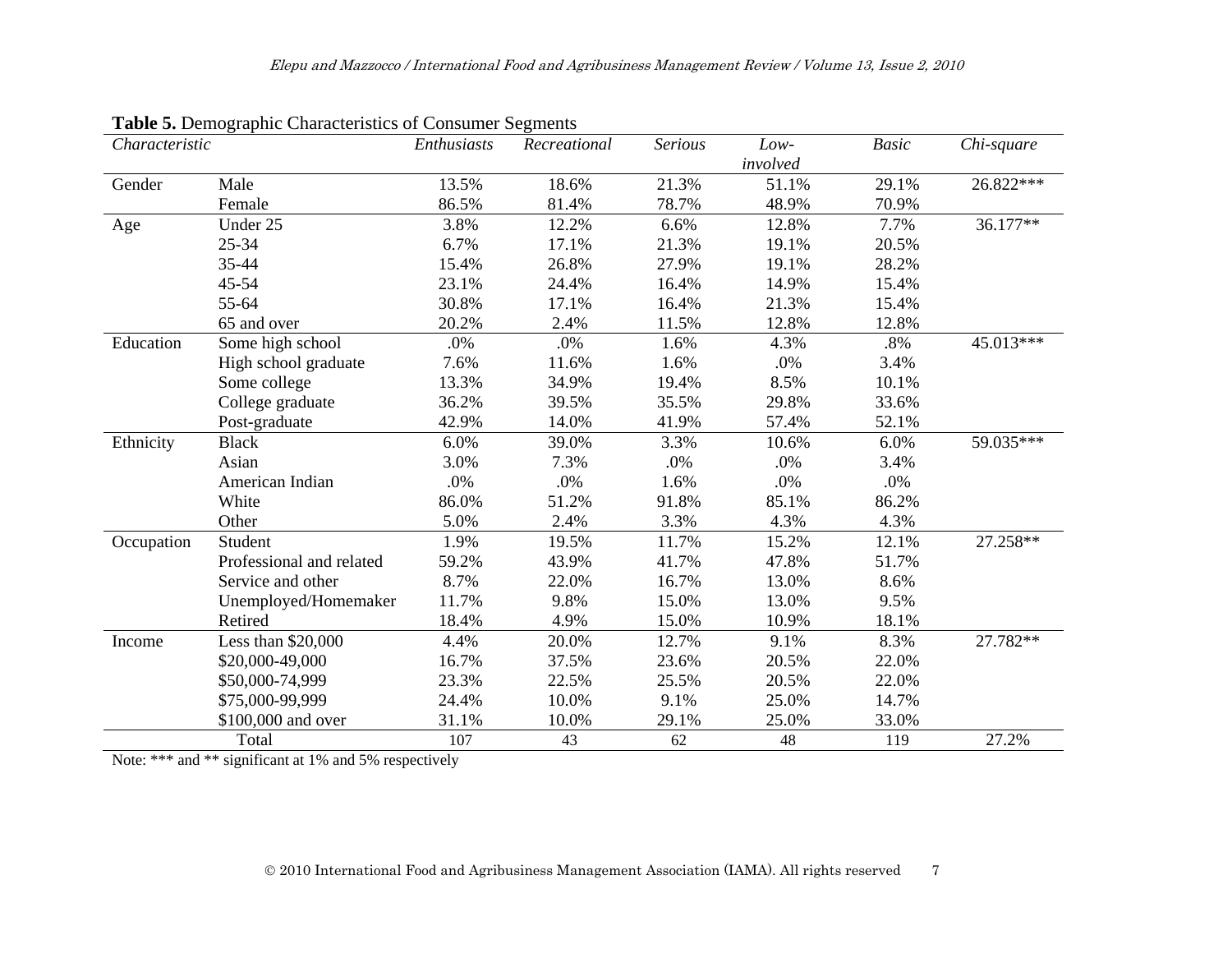**Table 5.** Demographic Characteristics of Consumer Segments

| *Characteristic* | | *Enthusiasts* | *Recreational* | *Serious* | *Low-involved* | *Basic* | *Chi-square* |
|---|---|---|---|---|---|---|---|
| Gender | Male | 13.5% | 18.6% | 21.3% | 51.1% | 29.1% | 26.822*** |
| | Female | 86.5% | 81.4% | 78.7% | 48.9% | 70.9% | |
| Age | Under 25 | 3.8% | 12.2% | 6.6% | 12.8% | 7.7% | 36.177** |
| | 25-34 | 6.7% | 17.1% | 21.3% | 19.1% | 20.5% | |
| | 35-44 | 15.4% | 26.8% | 27.9% | 19.1% | 28.2% | |
| | 45-54 | 23.1% | 24.4% | 16.4% | 14.9% | 15.4% | |
| | 55-64 | 30.8% | 17.1% | 16.4% | 21.3% | 15.4% | |
| | 65 and over | 20.2% | 2.4% | 11.5% | 12.8% | 12.8% | |
| Education | Some high school | .0% | .0% | 1.6% | 4.3% | .8% | 45.013*** |
| | High school graduate | 7.6% | 11.6% | 1.6% | .0% | 3.4% | |
| | Some college | 13.3% | 34.9% | 19.4% | 8.5% | 10.1% | |
| | College graduate | 36.2% | 39.5% | 35.5% | 29.8% | 33.6% | |
| | Post-graduate | 42.9% | 14.0% | 41.9% | 57.4% | 52.1% | |
| Ethnicity | Black | 6.0% | 39.0% | 3.3% | 10.6% | 6.0% | 59.035*** |
| | Asian | 3.0% | 7.3% | .0% | .0% | 3.4% | |
| | American Indian | .0% | .0% | 1.6% | .0% | .0% | |
| | White | 86.0% | 51.2% | 91.8% | 85.1% | 86.2% | |
| | Other | 5.0% | 2.4% | 3.3% | 4.3% | 4.3% | |
| Occupation | Student | 1.9% | 19.5% | 11.7% | 15.2% | 12.1% | 27.258** |
| | Professional and related | 59.2% | 43.9% | 41.7% | 47.8% | 51.7% | |
| | Service and other | 8.7% | 22.0% | 16.7% | 13.0% | 8.6% | |
| | Unemployed/Homemaker | 11.7% | 9.8% | 15.0% | 13.0% | 9.5% | |
| | Retired | 18.4% | 4.9% | 15.0% | 10.9% | 18.1% | |
| Income | Less than $20,000 | 4.4% | 20.0% | 12.7% | 9.1% | 8.3% | 27.782** |
| | $20,000-49,000 | 16.7% | 37.5% | 23.6% | 20.5% | 22.0% | |
| | $50,000-74,999 | 23.3% | 22.5% | 25.5% | 20.5% | 22.0% | |
| | $75,000-99,999 | 24.4% | 10.0% | 9.1% | 25.0% | 14.7% | |
| | $100,000 and over | 31.1% | 10.0% | 29.1% | 25.0% | 33.0% | |
| | Total | 107 | 43 | 62 | 48 | 119 | 27.2% |

Note: *** and ** significant at 1% and 5% respectively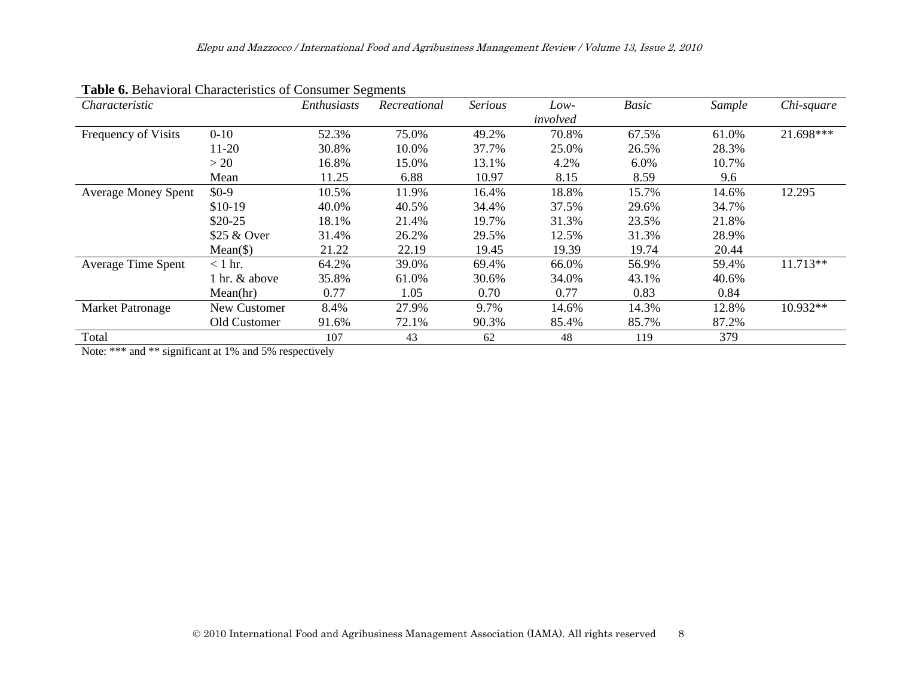**Table 6.** Behavioral Characteristics of Consumer Segments

| *Characteristic* | | *Enthusiasts* | *Recreational* | *Serious* | *Low-involved* | *Basic* | *Sample* | *Chi-square* |
|---|---|---|---|---|---|---|---|---|
| Frequency of Visits | 0-10 | 52.3% | 75.0% | 49.2% | 70.8% | 67.5% | 61.0% | 21.698*** |
| | 11-20 | 30.8% | 10.0% | 37.7% | 25.0% | 26.5% | 28.3% | |
| | > 20 | 16.8% | 15.0% | 13.1% | 4.2% | 6.0% | 10.7% | |
| | Mean | 11.25 | 6.88 | 10.97 | 8.15 | 8.59 | 9.6 | |
| Average Money Spent | $0-9 | 10.5% | 11.9% | 16.4% | 18.8% | 15.7% | 14.6% | 12.295 |
| | $10-19 | 40.0% | 40.5% | 34.4% | 37.5% | 29.6% | 34.7% | |
| | $20-25 | 18.1% | 21.4% | 19.7% | 31.3% | 23.5% | 21.8% | |
| | $25 & Over | 31.4% | 26.2% | 29.5% | 12.5% | 31.3% | 28.9% | |
| | Mean($) | 21.22 | 22.19 | 19.45 | 19.39 | 19.74 | 20.44 | |
| Average Time Spent | < 1 hr. | 64.2% | 39.0% | 69.4% | 66.0% | 56.9% | 59.4% | 11.713** |
| | 1 hr. & above | 35.8% | 61.0% | 30.6% | 34.0% | 43.1% | 40.6% | |
| | Mean(hr) | 0.77 | 1.05 | 0.70 | 0.77 | 0.83 | 0.84 | |
| Market Patronage | New Customer | 8.4% | 27.9% | 9.7% | 14.6% | 14.3% | 12.8% | 10.932** |
| | Old Customer | 91.6% | 72.1% | 90.3% | 85.4% | 85.7% | 87.2% | |
| Total | | 107 | 43 | 62 | 48 | 119 | 379 | |

Note: *** and ** significant at 1% and 5% respectively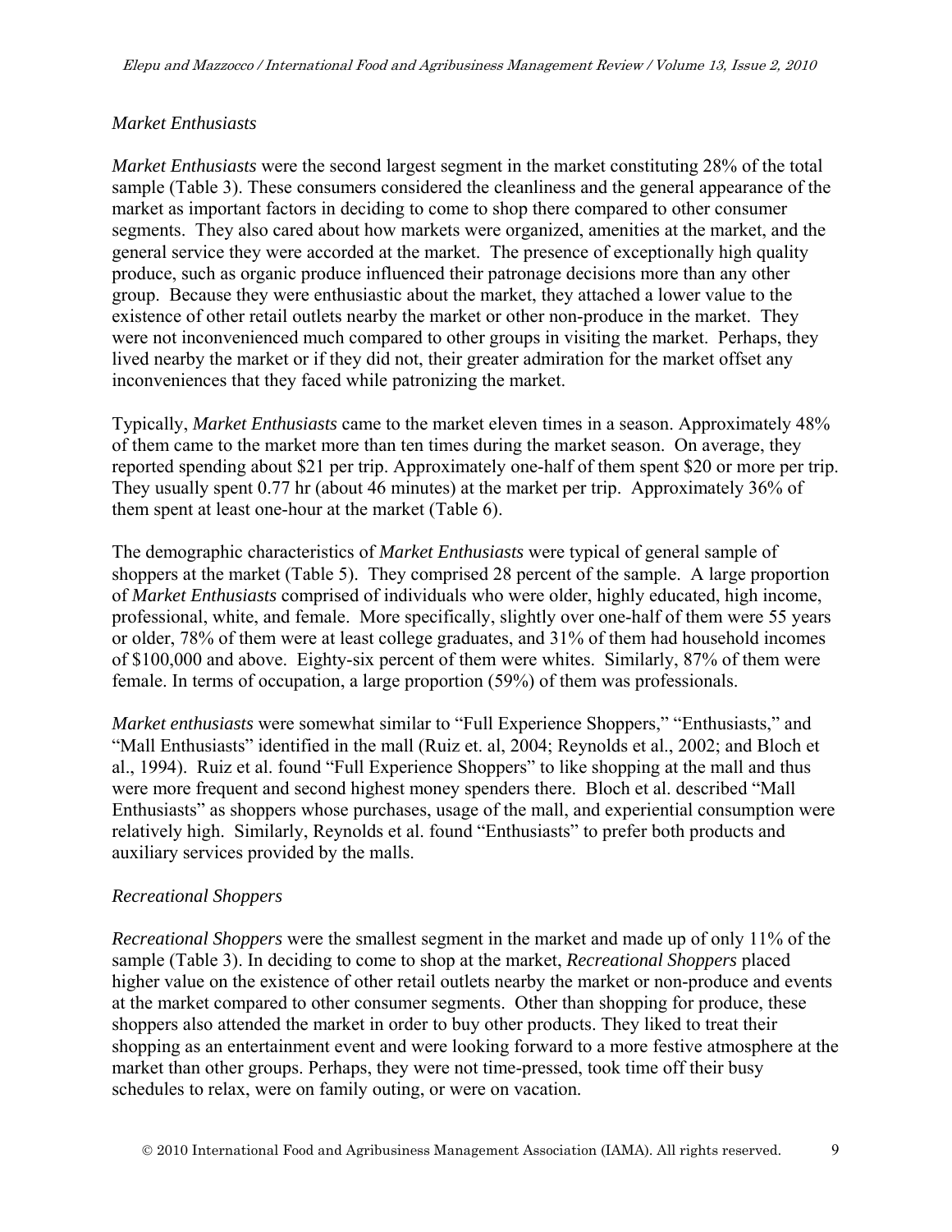### *Market Enthusiasts*

*Market Enthusiasts* were the second largest segment in the market constituting 28% of the total sample (Table 3). These consumers considered the cleanliness and the general appearance of the market as important factors in deciding to come to shop there compared to other consumer segments. They also cared about how markets were organized, amenities at the market, and the general service they were accorded at the market. The presence of exceptionally high quality produce, such as organic produce influenced their patronage decisions more than any other group. Because they were enthusiastic about the market, they attached a lower value to the existence of other retail outlets nearby the market or other non-produce in the market. They were not inconvenienced much compared to other groups in visiting the market. Perhaps, they lived nearby the market or if they did not, their greater admiration for the market offset any inconveniences that they faced while patronizing the market.

Typically, *Market Enthusiasts* came to the market eleven times in a season. Approximately 48% of them came to the market more than ten times during the market season. On average, they reported spending about $21 per trip. Approximately one-half of them spent $20 or more per trip. They usually spent 0.77 hr (about 46 minutes) at the market per trip. Approximately 36% of them spent at least one-hour at the market (Table 6).

The demographic characteristics of *Market Enthusiasts* were typical of general sample of shoppers at the market (Table 5). They comprised 28 percent of the sample. A large proportion of *Market Enthusiasts* comprised of individuals who were older, highly educated, high income, professional, white, and female. More specifically, slightly over one-half of them were 55 years or older, 78% of them were at least college graduates, and 31% of them had household incomes of $100,000 and above. Eighty-six percent of them were whites. Similarly, 87% of them were female. In terms of occupation, a large proportion (59%) of them was professionals.

*Market enthusiasts* were somewhat similar to "Full Experience Shoppers," "Enthusiasts," and "Mall Enthusiasts" identified in the mall (Ruiz et. al, 2004; Reynolds et al., 2002; and Bloch et al., 1994). Ruiz et al. found "Full Experience Shoppers" to like shopping at the mall and thus were more frequent and second highest money spenders there. Bloch et al. described "Mall Enthusiasts" as shoppers whose purchases, usage of the mall, and experiential consumption were relatively high. Similarly, Reynolds et al. found "Enthusiasts" to prefer both products and auxiliary services provided by the malls.

### *Recreational Shoppers*

*Recreational Shoppers* were the smallest segment in the market and made up of only 11% of the sample (Table 3). In deciding to come to shop at the market, *Recreational Shoppers* placed higher value on the existence of other retail outlets nearby the market or non-produce and events at the market compared to other consumer segments. Other than shopping for produce, these shoppers also attended the market in order to buy other products. They liked to treat their shopping as an entertainment event and were looking forward to a more festive atmosphere at the market than other groups. Perhaps, they were not time-pressed, took time off their busy schedules to relax, were on family outing, or were on vacation.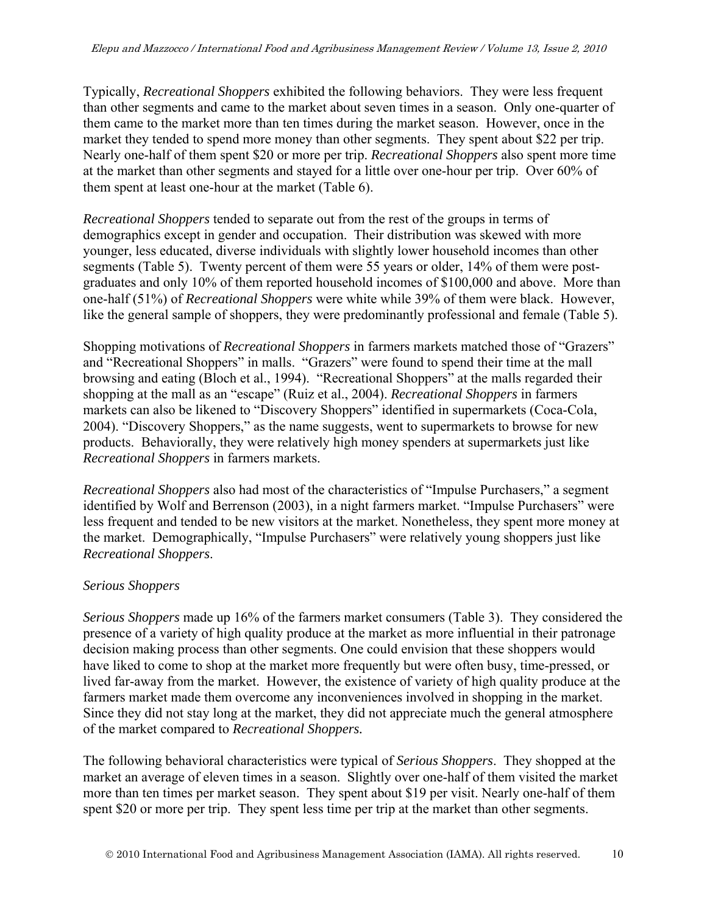Typically, *Recreational Shoppers* exhibited the following behaviors. They were less frequent than other segments and came to the market about seven times in a season. Only one-quarter of them came to the market more than ten times during the market season. However, once in the market they tended to spend more money than other segments. They spent about $22 per trip. Nearly one-half of them spent $20 or more per trip. *Recreational Shoppers* also spent more time at the market than other segments and stayed for a little over one-hour per trip. Over 60% of them spent at least one-hour at the market (Table 6).

*Recreational Shoppers* tended to separate out from the rest of the groups in terms of demographics except in gender and occupation. Their distribution was skewed with more younger, less educated, diverse individuals with slightly lower household incomes than other segments (Table 5). Twenty percent of them were 55 years or older, 14% of them were post-graduates and only 10% of them reported household incomes of $100,000 and above. More than one-half (51%) of *Recreational Shoppers* were white while 39% of them were black. However, like the general sample of shoppers, they were predominantly professional and female (Table 5).

Shopping motivations of *Recreational Shoppers* in farmers markets matched those of "Grazers" and "Recreational Shoppers" in malls. "Grazers" were found to spend their time at the mall browsing and eating (Bloch et al., 1994). "Recreational Shoppers" at the malls regarded their shopping at the mall as an "escape" (Ruiz et al., 2004). *Recreational Shoppers* in farmers markets can also be likened to "Discovery Shoppers" identified in supermarkets (Coca-Cola, 2004). "Discovery Shoppers," as the name suggests, went to supermarkets to browse for new products. Behaviorally, they were relatively high money spenders at supermarkets just like *Recreational Shoppers* in farmers markets.

*Recreational Shoppers* also had most of the characteristics of "Impulse Purchasers," a segment identified by Wolf and Berrenson (2003), in a night farmers market. "Impulse Purchasers" were less frequent and tended to be new visitors at the market. Nonetheless, they spent more money at the market. Demographically, "Impulse Purchasers" were relatively young shoppers just like *Recreational Shoppers*.

### *Serious Shoppers*

*Serious Shoppers* made up 16% of the farmers market consumers (Table 3). They considered the presence of a variety of high quality produce at the market as more influential in their patronage decision making process than other segments. One could envision that these shoppers would have liked to come to shop at the market more frequently but were often busy, time-pressed, or lived far-away from the market. However, the existence of variety of high quality produce at the farmers market made them overcome any inconveniences involved in shopping in the market. Since they did not stay long at the market, they did not appreciate much the general atmosphere of the market compared to *Recreational Shoppers.*

The following behavioral characteristics were typical of *Serious Shoppers*. They shopped at the market an average of eleven times in a season. Slightly over one-half of them visited the market more than ten times per market season. They spent about $19 per visit. Nearly one-half of them spent $20 or more per trip. They spent less time per trip at the market than other segments.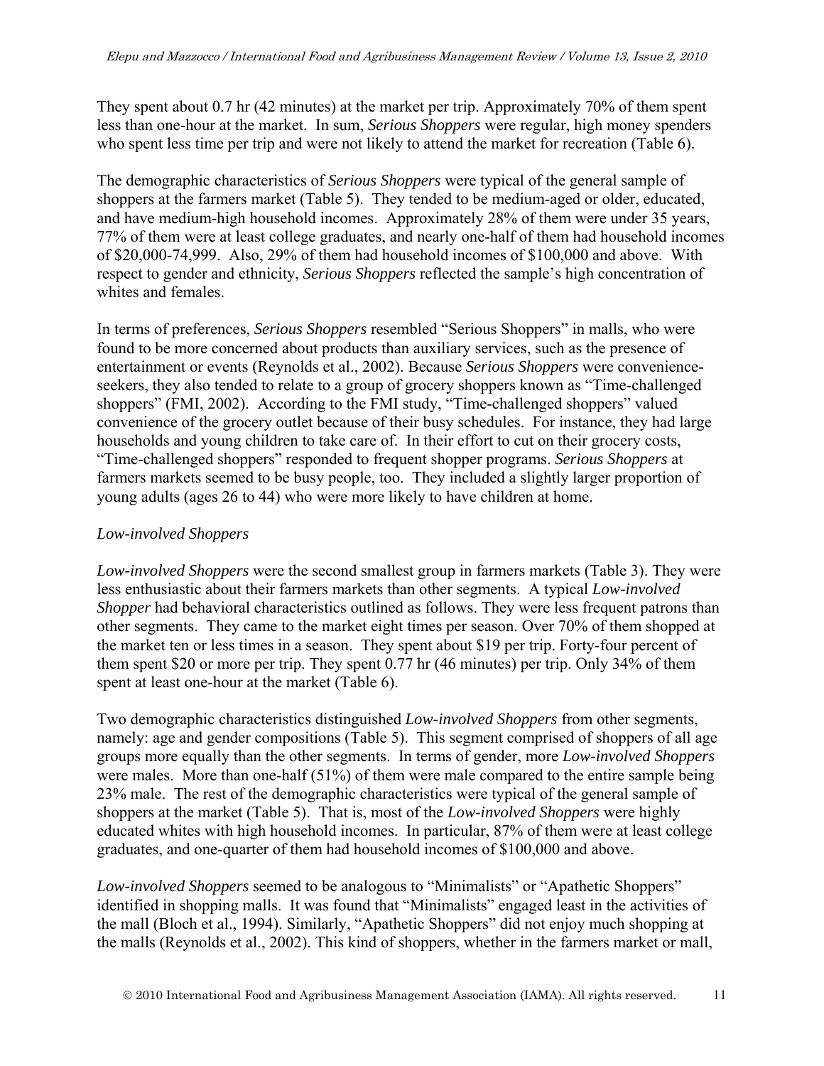They spent about 0.7 hr (42 minutes) at the market per trip. Approximately 70% of them spent less than one-hour at the market. In sum, *Serious Shoppers* were regular, high money spenders who spent less time per trip and were not likely to attend the market for recreation (Table 6).

The demographic characteristics of *Serious Shoppers* were typical of the general sample of shoppers at the farmers market (Table 5). They tended to be medium-aged or older, educated, and have medium-high household incomes. Approximately 28% of them were under 35 years, 77% of them were at least college graduates, and nearly one-half of them had household incomes of $20,000-74,999. Also, 29% of them had household incomes of $100,000 and above. With respect to gender and ethnicity, *Serious Shoppers* reflected the sample's high concentration of whites and females.

In terms of preferences, *Serious Shoppers* resembled "Serious Shoppers" in malls, who were found to be more concerned about products than auxiliary services, such as the presence of entertainment or events (Reynolds et al., 2002). Because *Serious Shoppers* were convenience-seekers, they also tended to relate to a group of grocery shoppers known as "Time-challenged shoppers" (FMI, 2002). According to the FMI study, "Time-challenged shoppers" valued convenience of the grocery outlet because of their busy schedules. For instance, they had large households and young children to take care of. In their effort to cut on their grocery costs, "Time-challenged shoppers" responded to frequent shopper programs. *Serious Shoppers* at farmers markets seemed to be busy people, too. They included a slightly larger proportion of young adults (ages 26 to 44) who were more likely to have children at home.

### *Low-involved Shoppers*

*Low-involved Shoppers* were the second smallest group in farmers markets (Table 3). They were less enthusiastic about their farmers markets than other segments. A typical *Low-involved Shopper* had behavioral characteristics outlined as follows. They were less frequent patrons than other segments. They came to the market eight times per season. Over 70% of them shopped at the market ten or less times in a season. They spent about $19 per trip. Forty-four percent of them spent $20 or more per trip. They spent 0.77 hr (46 minutes) per trip. Only 34% of them spent at least one-hour at the market (Table 6).

Two demographic characteristics distinguished *Low-involved Shoppers* from other segments, namely: age and gender compositions (Table 5). This segment comprised of shoppers of all age groups more equally than the other segments. In terms of gender, more *Low-involved Shoppers* were males. More than one-half (51%) of them were male compared to the entire sample being 23% male. The rest of the demographic characteristics were typical of the general sample of shoppers at the market (Table 5). That is, most of the *Low-involved Shoppers* were highly educated whites with high household incomes. In particular, 87% of them were at least college graduates, and one-quarter of them had household incomes of $100,000 and above.

*Low-involved Shoppers* seemed to be analogous to "Minimalists" or "Apathetic Shoppers" identified in shopping malls. It was found that "Minimalists" engaged least in the activities of the mall (Bloch et al., 1994). Similarly, "Apathetic Shoppers" did not enjoy much shopping at the malls (Reynolds et al., 2002). This kind of shoppers, whether in the farmers market or mall,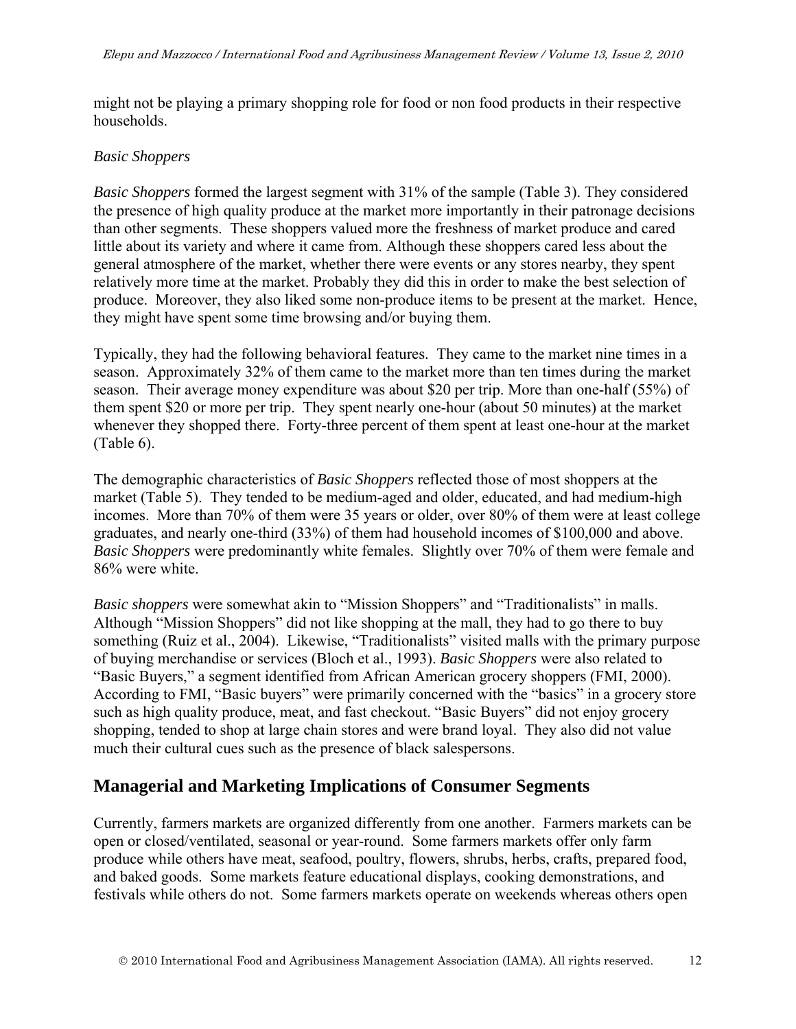might not be playing a primary shopping role for food or non food products in their respective households.

### *Basic Shoppers*

*Basic Shoppers* formed the largest segment with 31% of the sample (Table 3). They considered the presence of high quality produce at the market more importantly in their patronage decisions than other segments. These shoppers valued more the freshness of market produce and cared little about its variety and where it came from. Although these shoppers cared less about the general atmosphere of the market, whether there were events or any stores nearby, they spent relatively more time at the market. Probably they did this in order to make the best selection of produce. Moreover, they also liked some non-produce items to be present at the market. Hence, they might have spent some time browsing and/or buying them.

Typically, they had the following behavioral features. They came to the market nine times in a season. Approximately 32% of them came to the market more than ten times during the market season. Their average money expenditure was about $20 per trip. More than one-half (55%) of them spent $20 or more per trip. They spent nearly one-hour (about 50 minutes) at the market whenever they shopped there. Forty-three percent of them spent at least one-hour at the market (Table 6).

The demographic characteristics of *Basic Shoppers* reflected those of most shoppers at the market (Table 5). They tended to be medium-aged and older, educated, and had medium-high incomes. More than 70% of them were 35 years or older, over 80% of them were at least college graduates, and nearly one-third (33%) of them had household incomes of $100,000 and above. *Basic Shoppers* were predominantly white females. Slightly over 70% of them were female and 86% were white.

*Basic shoppers* were somewhat akin to "Mission Shoppers" and "Traditionalists" in malls. Although "Mission Shoppers" did not like shopping at the mall, they had to go there to buy something (Ruiz et al., 2004). Likewise, "Traditionalists" visited malls with the primary purpose of buying merchandise or services (Bloch et al., 1993). *Basic Shoppers* were also related to "Basic Buyers," a segment identified from African American grocery shoppers (FMI, 2000). According to FMI, "Basic buyers" were primarily concerned with the "basics" in a grocery store such as high quality produce, meat, and fast checkout. "Basic Buyers" did not enjoy grocery shopping, tended to shop at large chain stores and were brand loyal. They also did not value much their cultural cues such as the presence of black salespersons.

## Managerial and Marketing Implications of Consumer Segments

Currently, farmers markets are organized differently from one another. Farmers markets can be open or closed/ventilated, seasonal or year-round. Some farmers markets offer only farm produce while others have meat, seafood, poultry, flowers, shrubs, herbs, crafts, prepared food, and baked goods. Some markets feature educational displays, cooking demonstrations, and festivals while others do not. Some farmers markets operate on weekends whereas others open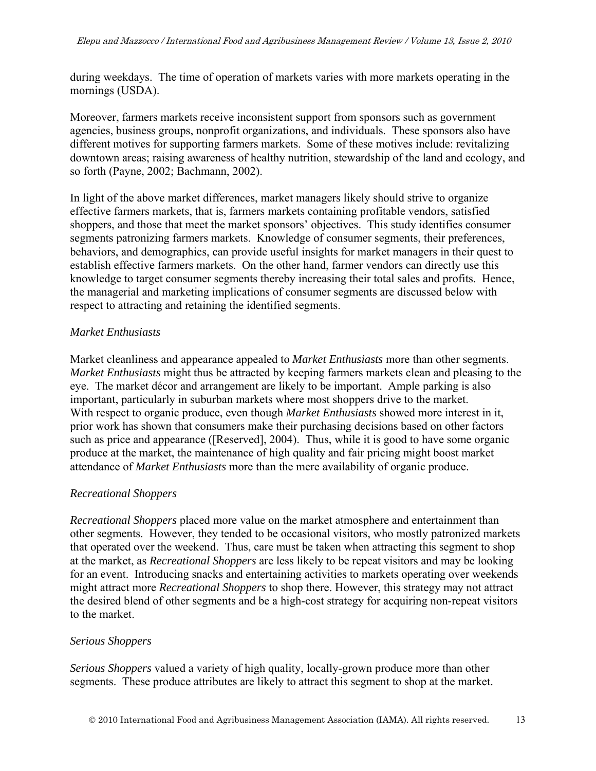during weekdays. The time of operation of markets varies with more markets operating in the mornings (USDA).

Moreover, farmers markets receive inconsistent support from sponsors such as government agencies, business groups, nonprofit organizations, and individuals. These sponsors also have different motives for supporting farmers markets. Some of these motives include: revitalizing downtown areas; raising awareness of healthy nutrition, stewardship of the land and ecology, and so forth (Payne, 2002; Bachmann, 2002).

In light of the above market differences, market managers likely should strive to organize effective farmers markets, that is, farmers markets containing profitable vendors, satisfied shoppers, and those that meet the market sponsors' objectives. This study identifies consumer segments patronizing farmers markets. Knowledge of consumer segments, their preferences, behaviors, and demographics, can provide useful insights for market managers in their quest to establish effective farmers markets. On the other hand, farmer vendors can directly use this knowledge to target consumer segments thereby increasing their total sales and profits. Hence, the managerial and marketing implications of consumer segments are discussed below with respect to attracting and retaining the identified segments.

*Market Enthusiasts*

Market cleanliness and appearance appealed to *Market Enthusiasts* more than other segments. *Market Enthusiasts* might thus be attracted by keeping farmers markets clean and pleasing to the eye. The market décor and arrangement are likely to be important. Ample parking is also important, particularly in suburban markets where most shoppers drive to the market. With respect to organic produce, even though *Market Enthusiasts* showed more interest in it, prior work has shown that consumers make their purchasing decisions based on other factors such as price and appearance ([Reserved], 2004). Thus, while it is good to have some organic produce at the market, the maintenance of high quality and fair pricing might boost market attendance of *Market Enthusiasts* more than the mere availability of organic produce.

*Recreational Shoppers*

*Recreational Shoppers* placed more value on the market atmosphere and entertainment than other segments. However, they tended to be occasional visitors, who mostly patronized markets that operated over the weekend. Thus, care must be taken when attracting this segment to shop at the market, as *Recreational Shoppers* are less likely to be repeat visitors and may be looking for an event. Introducing snacks and entertaining activities to markets operating over weekends might attract more *Recreational Shoppers* to shop there. However, this strategy may not attract the desired blend of other segments and be a high-cost strategy for acquiring non-repeat visitors to the market.

*Serious Shoppers*

*Serious Shoppers* valued a variety of high quality, locally-grown produce more than other segments. These produce attributes are likely to attract this segment to shop at the market.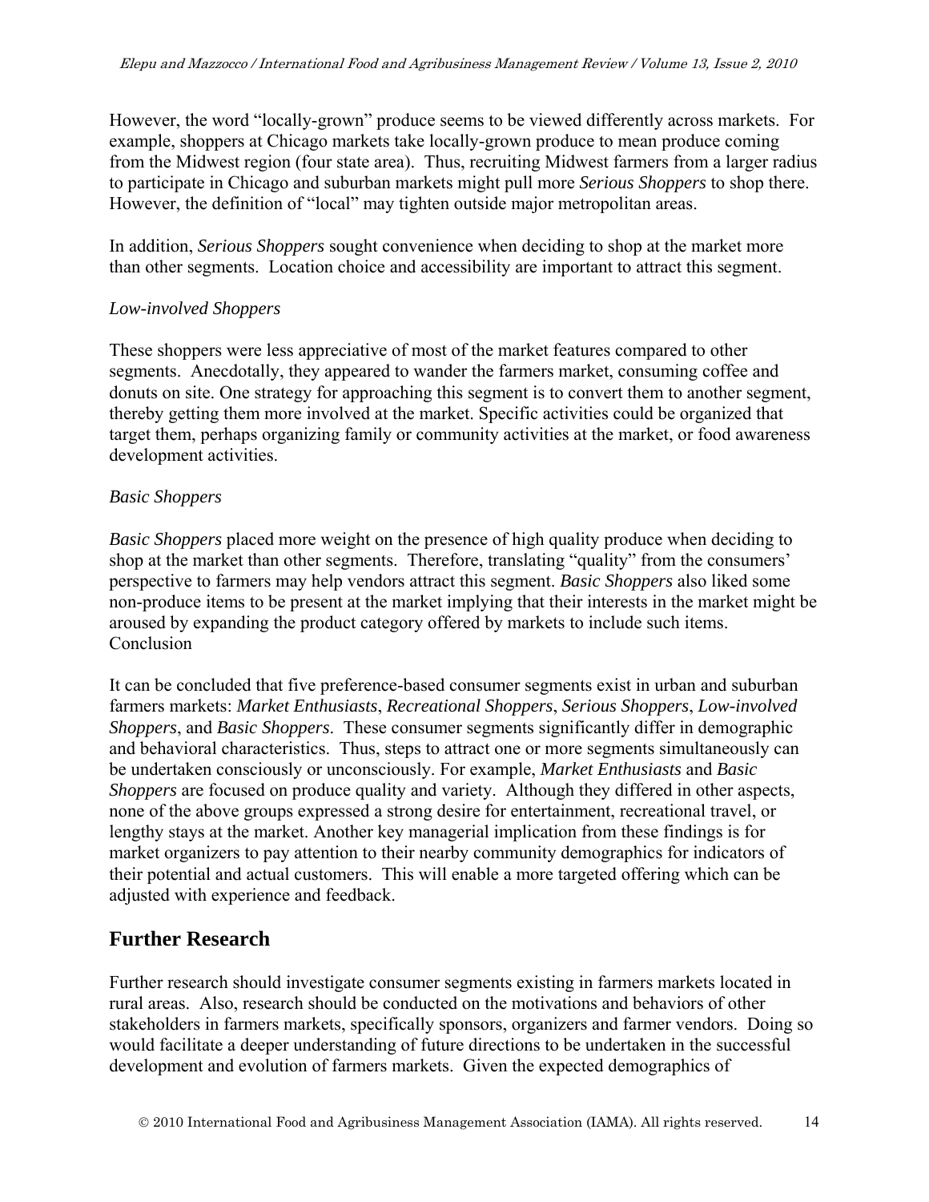However, the word "locally-grown" produce seems to be viewed differently across markets. For example, shoppers at Chicago markets take locally-grown produce to mean produce coming from the Midwest region (four state area). Thus, recruiting Midwest farmers from a larger radius to participate in Chicago and suburban markets might pull more *Serious Shoppers* to shop there. However, the definition of "local" may tighten outside major metropolitan areas.

In addition, *Serious Shoppers* sought convenience when deciding to shop at the market more than other segments. Location choice and accessibility are important to attract this segment.

*Low-involved Shoppers*

These shoppers were less appreciative of most of the market features compared to other segments. Anecdotally, they appeared to wander the farmers market, consuming coffee and donuts on site. One strategy for approaching this segment is to convert them to another segment, thereby getting them more involved at the market. Specific activities could be organized that target them, perhaps organizing family or community activities at the market, or food awareness development activities.

*Basic Shoppers*

*Basic Shoppers* placed more weight on the presence of high quality produce when deciding to shop at the market than other segments. Therefore, translating "quality" from the consumers' perspective to farmers may help vendors attract this segment. *Basic Shoppers* also liked some non-produce items to be present at the market implying that their interests in the market might be aroused by expanding the product category offered by markets to include such items.

## Conclusion

It can be concluded that five preference-based consumer segments exist in urban and suburban farmers markets: *Market Enthusiasts*, *Recreational Shoppers*, *Serious Shoppers*, *Low-involved Shoppers*, and *Basic Shoppers*. These consumer segments significantly differ in demographic and behavioral characteristics. Thus, steps to attract one or more segments simultaneously can be undertaken consciously or unconsciously. For example, *Market Enthusiasts* and *Basic Shoppers* are focused on produce quality and variety. Although they differed in other aspects, none of the above groups expressed a strong desire for entertainment, recreational travel, or lengthy stays at the market. Another key managerial implication from these findings is for market organizers to pay attention to their nearby community demographics for indicators of their potential and actual customers. This will enable a more targeted offering which can be adjusted with experience and feedback.

## Further Research

Further research should investigate consumer segments existing in farmers markets located in rural areas. Also, research should be conducted on the motivations and behaviors of other stakeholders in farmers markets, specifically sponsors, organizers and farmer vendors. Doing so would facilitate a deeper understanding of future directions to be undertaken in the successful development and evolution of farmers markets. Given the expected demographics of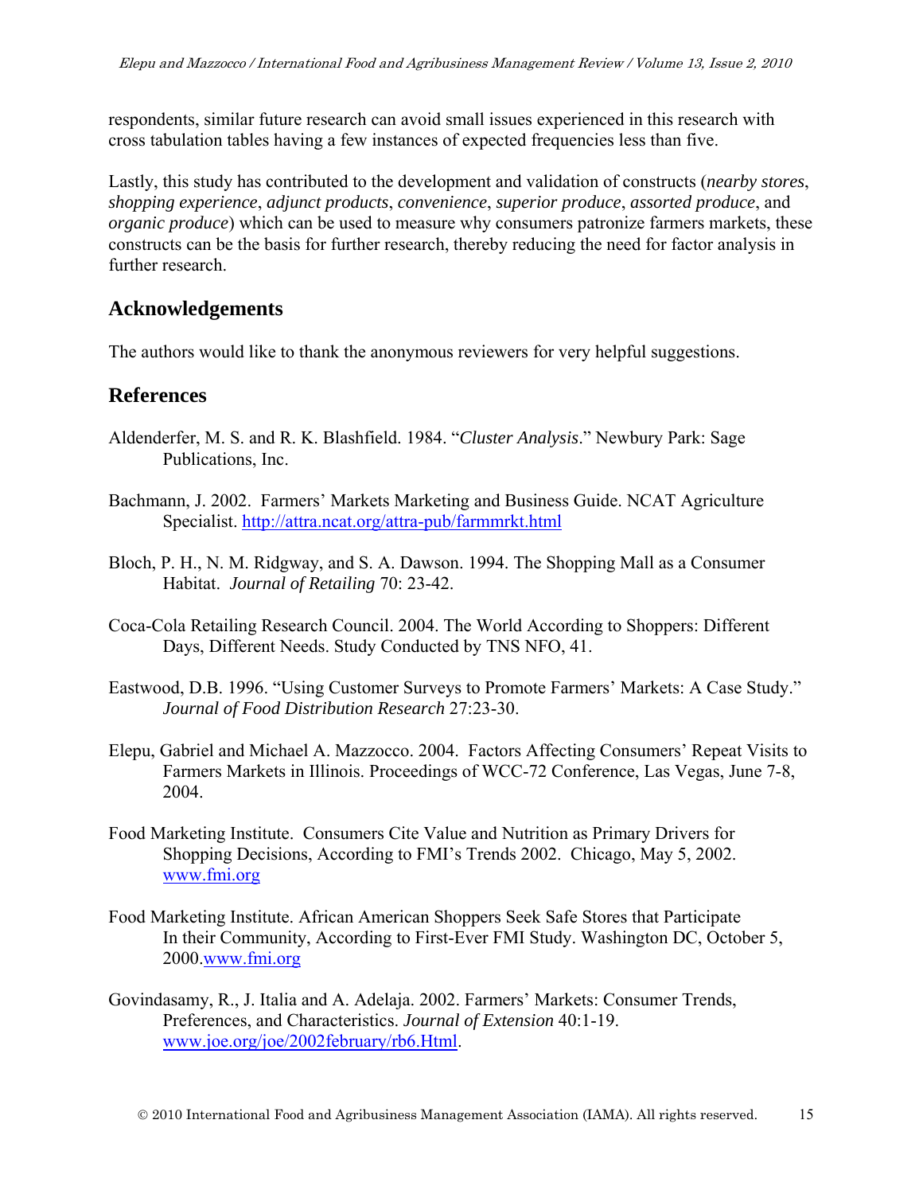respondents, similar future research can avoid small issues experienced in this research with cross tabulation tables having a few instances of expected frequencies less than five.

Lastly, this study has contributed to the development and validation of constructs (*nearby stores*, *shopping experience*, *adjunct products*, *convenience*, *superior produce*, *assorted produce*, and *organic produce*) which can be used to measure why consumers patronize farmers markets, these constructs can be the basis for further research, thereby reducing the need for factor analysis in further research.

## Acknowledgements

The authors would like to thank the anonymous reviewers for very helpful suggestions.

## References

Aldenderfer, M. S. and R. K. Blashfield. 1984. "*Cluster Analysis*." Newbury Park: Sage Publications, Inc.

Bachmann, J. 2002. Farmers' Markets Marketing and Business Guide. NCAT Agriculture Specialist. http://attra.ncat.org/attra-pub/farmmrkt.html

Bloch, P. H., N. M. Ridgway, and S. A. Dawson. 1994. The Shopping Mall as a Consumer Habitat. *Journal of Retailing* 70: 23-42.

Coca-Cola Retailing Research Council. 2004. The World According to Shoppers: Different Days, Different Needs. Study Conducted by TNS NFO, 41.

Eastwood, D.B. 1996. "Using Customer Surveys to Promote Farmers' Markets: A Case Study." *Journal of Food Distribution Research* 27:23-30.

Elepu, Gabriel and Michael A. Mazzocco. 2004. Factors Affecting Consumers' Repeat Visits to Farmers Markets in Illinois. Proceedings of WCC-72 Conference, Las Vegas, June 7-8, 2004.

Food Marketing Institute. Consumers Cite Value and Nutrition as Primary Drivers for Shopping Decisions, According to FMI's Trends 2002. Chicago, May 5, 2002. www.fmi.org

Food Marketing Institute. African American Shoppers Seek Safe Stores that Participate In their Community, According to First-Ever FMI Study. Washington DC, October 5, 2000.www.fmi.org

Govindasamy, R., J. Italia and A. Adelaja. 2002. Farmers' Markets: Consumer Trends, Preferences, and Characteristics. *Journal of Extension* 40:1-19. www.joe.org/joe/2002february/rb6.Html.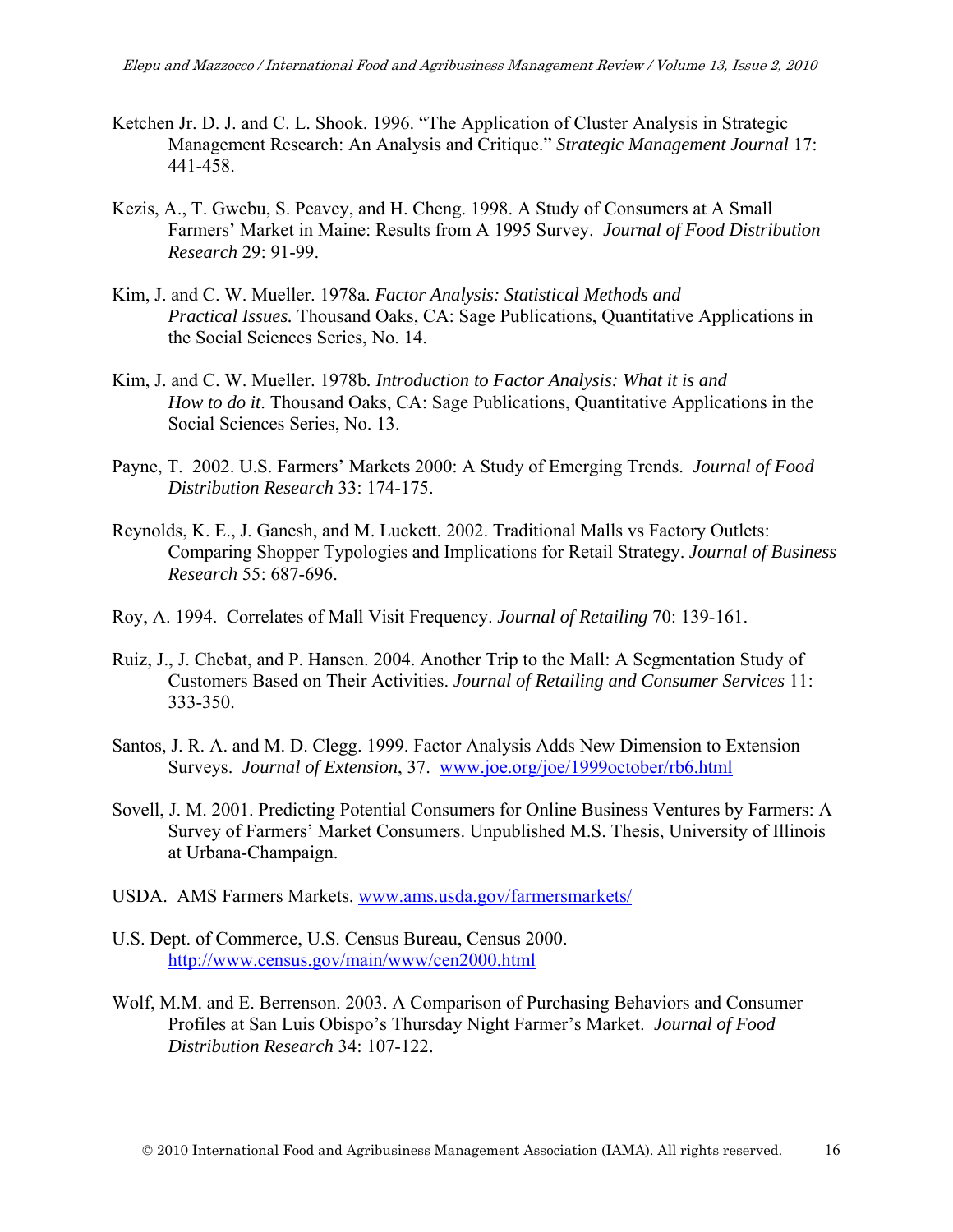Ketchen Jr. D. J. and C. L. Shook. 1996. "The Application of Cluster Analysis in Strategic Management Research: An Analysis and Critique." *Strategic Management Journal* 17: 441-458.

Kezis, A., T. Gwebu, S. Peavey, and H. Cheng. 1998. A Study of Consumers at A Small Farmers' Market in Maine: Results from A 1995 Survey. *Journal of Food Distribution Research* 29: 91-99.

Kim, J. and C. W. Mueller. 1978a. *Factor Analysis: Statistical Methods and Practical Issues.* Thousand Oaks, CA: Sage Publications, Quantitative Applications in the Social Sciences Series, No. 14.

Kim, J. and C. W. Mueller. 1978b*. Introduction to Factor Analysis: What it is and How to do it*. Thousand Oaks, CA: Sage Publications, Quantitative Applications in the Social Sciences Series, No. 13.

Payne, T. 2002. U.S. Farmers' Markets 2000: A Study of Emerging Trends. *Journal of Food Distribution Research* 33: 174-175.

Reynolds, K. E., J. Ganesh, and M. Luckett. 2002. Traditional Malls vs Factory Outlets: Comparing Shopper Typologies and Implications for Retail Strategy. *Journal of Business Research* 55: 687-696.

Roy, A. 1994. Correlates of Mall Visit Frequency. *Journal of Retailing* 70: 139-161.

Ruiz, J., J. Chebat, and P. Hansen. 2004. Another Trip to the Mall: A Segmentation Study of Customers Based on Their Activities. *Journal of Retailing and Consumer Services* 11: 333-350.

Santos, J. R. A. and M. D. Clegg. 1999. Factor Analysis Adds New Dimension to Extension Surveys. *Journal of Extension*, 37. www.joe.org/joe/1999october/rb6.html

Sovell, J. M. 2001. Predicting Potential Consumers for Online Business Ventures by Farmers: A Survey of Farmers' Market Consumers. Unpublished M.S. Thesis, University of Illinois at Urbana-Champaign.

USDA. AMS Farmers Markets. www.ams.usda.gov/farmersmarkets/

U.S. Dept. of Commerce, U.S. Census Bureau, Census 2000. http://www.census.gov/main/www/cen2000.html

Wolf, M.M. and E. Berrenson. 2003. A Comparison of Purchasing Behaviors and Consumer Profiles at San Luis Obispo's Thursday Night Farmer's Market. *Journal of Food Distribution Research* 34: 107-122.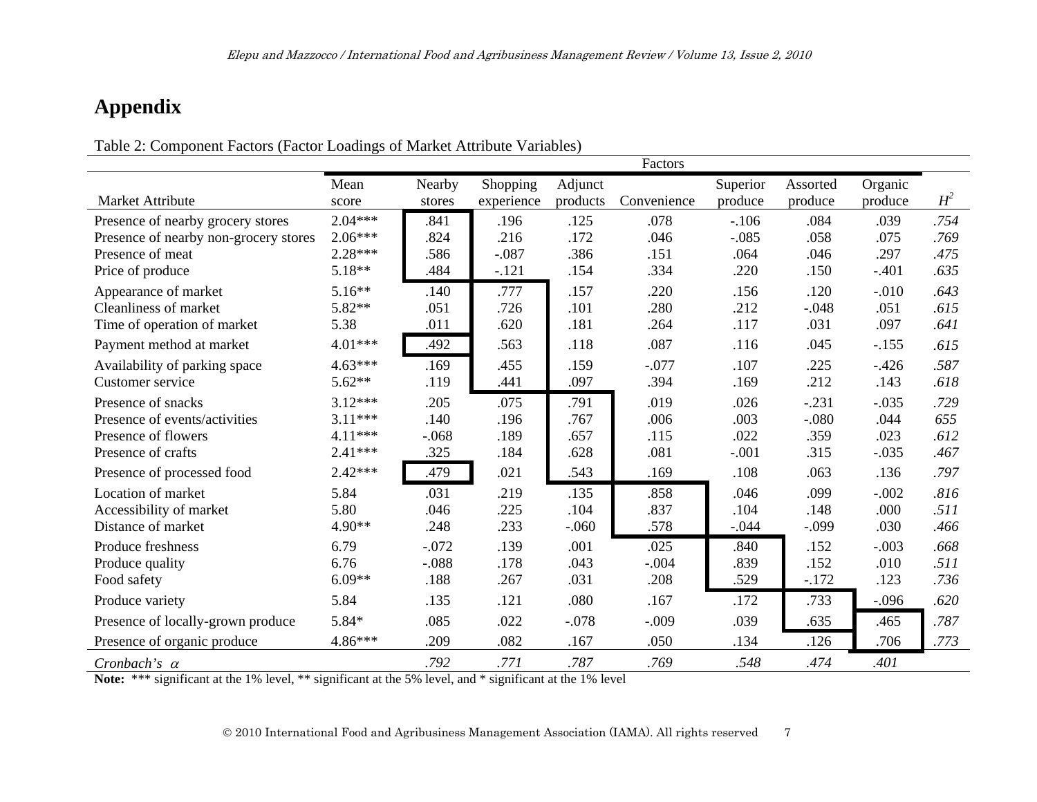# Appendix

Table 2: Component Factors (Factor Loadings of Market Attribute Variables)

| | | Factors | | | | | | | |
|---|---|---|---|---|---|---|---|---|---|
| Market Attribute | Mean score | Nearby stores | Shopping experience | Adjunct products | Convenience | Superior produce | Assorted produce | Organic produce | $H^2$ |
| Presence of nearby grocery stores | 2.04*** | .841 | .196 | .125 | .078 | -.106 | .084 | .039 | *.754* |
| Presence of nearby non-grocery stores | 2.06*** | .824 | .216 | .172 | .046 | -.085 | .058 | .075 | *.769* |
| Presence of meat | 2.28*** | .586 | -.087 | .386 | .151 | .064 | .046 | .297 | *.475* |
| Price of produce | 5.18** | .484 | -.121 | .154 | .334 | .220 | .150 | -.401 | *.635* |
| Appearance of market | 5.16** | .140 | .777 | .157 | .220 | .156 | .120 | -.010 | *.643* |
| Cleanliness of market | 5.82** | .051 | .726 | .101 | .280 | .212 | -.048 | .051 | *.615* |
| Time of operation of market | 5.38 | .011 | .620 | .181 | .264 | .117 | .031 | .097 | *.641* |
| Payment method at market | 4.01*** | .492 | .563 | .118 | .087 | .116 | .045 | -.155 | *.615* |
| Availability of parking space | 4.63*** | .169 | .455 | .159 | -.077 | .107 | .225 | -.426 | *.587* |
| Customer service | 5.62** | .119 | .441 | .097 | .394 | .169 | .212 | .143 | *.618* |
| Presence of snacks | 3.12*** | .205 | .075 | .791 | .019 | .026 | -.231 | -.035 | *.729* |
| Presence of events/activities | 3.11*** | .140 | .196 | .767 | .006 | .003 | -.080 | .044 | *655* |
| Presence of flowers | 4.11*** | -.068 | .189 | .657 | .115 | .022 | .359 | .023 | *.612* |
| Presence of crafts | 2.41*** | .325 | .184 | .628 | .081 | -.001 | .315 | -.035 | *.467* |
| Presence of processed food | 2.42*** | .479 | .021 | .543 | .169 | .108 | .063 | .136 | *.797* |
| Location of market | 5.84 | .031 | .219 | .135 | .858 | .046 | .099 | -.002 | *.816* |
| Accessibility of market | 5.80 | .046 | .225 | .104 | .837 | .104 | .148 | .000 | *.511* |
| Distance of market | 4.90** | .248 | .233 | -.060 | .578 | -.044 | -.099 | .030 | *.466* |
| Produce freshness | 6.79 | -.072 | .139 | .001 | .025 | .840 | .152 | -.003 | *.668* |
| Produce quality | 6.76 | -.088 | .178 | .043 | -.004 | .839 | .152 | .010 | *.511* |
| Food safety | 6.09** | .188 | .267 | .031 | .208 | .529 | -.172 | .123 | *.736* |
| Produce variety | 5.84 | .135 | .121 | .080 | .167 | .172 | .733 | -.096 | *.620* |
| Presence of locally-grown produce | 5.84* | .085 | .022 | -.078 | -.009 | .039 | .635 | .465 | *.787* |
| Presence of organic produce | 4.86*** | .209 | .082 | .167 | .050 | .134 | .126 | .706 | *.773* |
| *Cronbach's* $\alpha$ | | *.792* | *.771* | *.787* | *.769* | *.548* | *.474* | *.401* | |

**Note:** *** significant at the 1% level, ** significant at the 5% level, and * significant at the 1% level